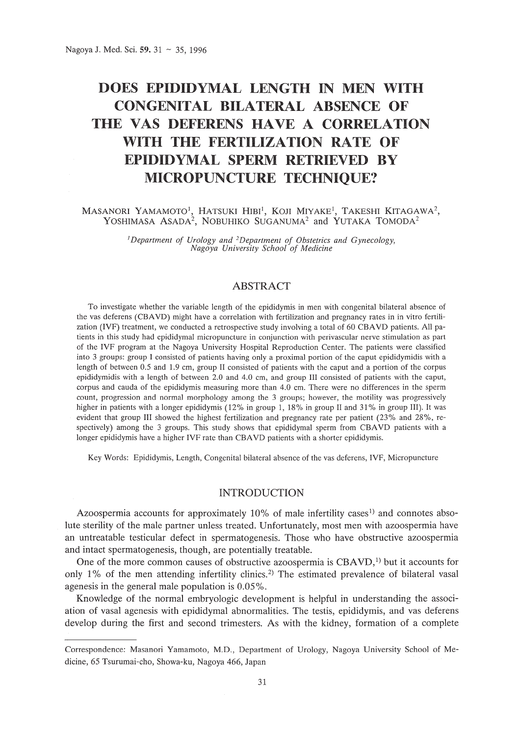# DOES EPIDIDYMAL LENGTH IN MEN WITH CONGENITAL BILATERAL ABSENCE OF THE VAS DEFERENS HAVE A CORRELATION WITH THE FERTILIZATION RATE OF EPIDIDYMAL SPERM RETRIEVED BY MICROPUNCTURE TECHNIQUE?

MASANORI YAMAMOTO[1], HATSUKI HIBI[1], KOJI MIYAKE[1], TAKESHI KITAGAWA[2], YOSHIMASA ASADA[2], NOBUHIKO SUGANUMA[2] and YUTAKA TOMODA[2]

*[1]Department of Urology and [2]Department of Obstetrics and Gynecology, Nagoya University School of Medicine*

## ABSTRACT

To investigate whether the variable length of the epididymis in men with congenital bilateral absence of the vas deferens (CBAVD) might have a correlation with fertilization and pregnancy rates in in vitro fertilization (IVF) treatment, we conducted a retrospective study involving a total of 60 CBAVD patients. All patients in this study had epididymal micropuncture in conjunction with perivascular nerve stimulation as part of the IVF program at the Nagoya University Hospital Reproduction Center. The patients were classified into 3 groups: group I consisted of patients having only a proximal portion of the caput epididymidis with a length of between 0.5 and 1.9 cm, group II consisted of patients with the caput and a portion of the corpus epididymidis with a length of between 2.0 and 4.0 cm, and group III consisted of patients with the caput, corpus and cauda of the epididymis measuring more than 4.0 cm. There were no differences in the sperm count, progression and normal morphology among the 3 groups; however, the motility was progressively higher in patients with a longer epididymis (12% in group I, 18% in group II and 31% in group III). It was evident that group III showed the highest fertilization and pregnancy rate per patient (23% and 28%, respectively) among the 3 groups. This study shows that epididymal sperm from CBAVD patients with a longer epididymis have a higher IVF rate than CBAVD patients with a shorter epididymis.

Key Words: Epididymis, Length, Congenital bilateral absence of the vas deferens, IVF, Micropuncture

## INTRODUCTION

Azoospermia accounts for approximately 10% of male infertility cases[1)] and connotes absolute sterility of the male partner unless treated. Unfortunately, most men with azoospermia have an untreatable testicular defect in spermatogenesis. Those who have obstructive azoospermia and intact spermatogenesis, though, are potentially treatable.

One of the more common causes of obstructive azoospermia is CBAVD,[1)] but it accounts for only 1% of the men attending infertility clinics.[2)] The estimated prevalence of bilateral vasal agenesis in the general male population is 0.05%.

Knowledge of the normal embryologic development is helpful in understanding the association of vasal agenesis with epididymal abnormalities. The testis, epididymis, and vas deferens develop during the first and second trimesters. As with the kidney, formation of a complete

---

Correspondence: Masanori Yamamoto, M.D., Department of Urology, Nagoya University School of Medicine, 65 Tsurumai-cho, Showa-ku, Nagoya 466, Japan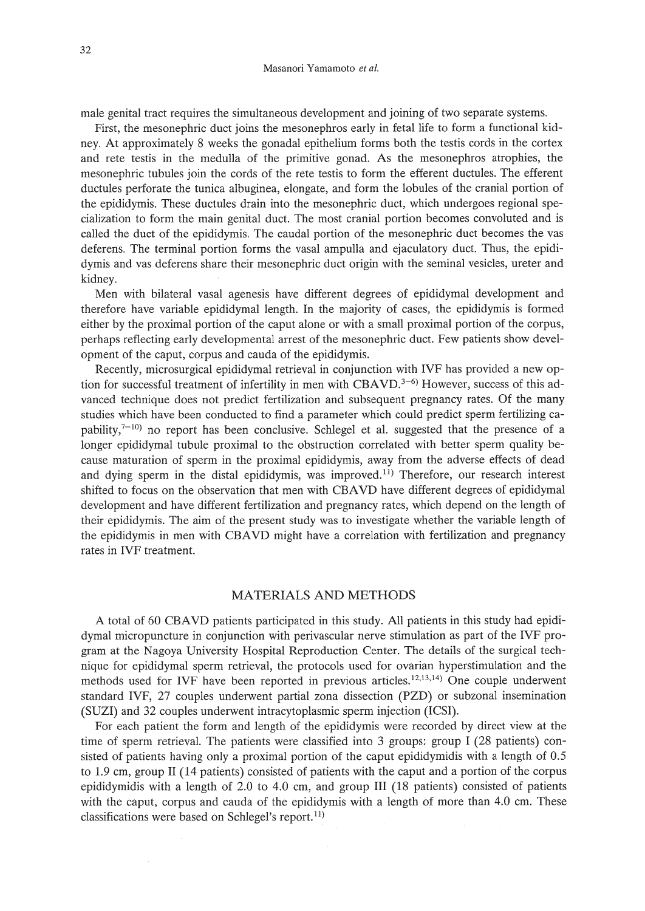male genital tract requires the simultaneous development and joining of two separate systems.

First, the mesonephric duct joins the mesonephros early in fetal life to form a functional kidney. At approximately 8 weeks the gonadal epithelium forms both the testis cords in the cortex and rete testis in the medulla of the primitive gonad. As the mesonephros atrophies, the mesonephric tubules join the cords of the rete testis to form the efferent ductules. The efferent ductules perforate the tunica albuginea, elongate, and form the lobules of the cranial portion of the epididymis. These ductules drain into the mesonephric duct, which undergoes regional specialization to form the main genital duct. The most cranial portion becomes convoluted and is called the duct of the epididymis. The caudal portion of the mesonephric duct becomes the vas deferens. The terminal portion forms the vasal ampulla and ejaculatory duct. Thus, the epididymis and vas deferens share their mesonephric duct origin with the seminal vesicles, ureter and kidney.

Men with bilateral vasal agenesis have different degrees of epididymal development and therefore have variable epididymal length. In the majority of cases, the epididymis is formed either by the proximal portion of the caput alone or with a small proximal portion of the corpus, perhaps reflecting early developmental arrest of the mesonephric duct. Few patients show development of the caput, corpus and cauda of the epididymis.

Recently, microsurgical epididymal retrieval in conjunction with IVF has provided a new option for successful treatment of infertility in men with CBAVD.[3–6] However, success of this advanced technique does not predict fertilization and subsequent pregnancy rates. Of the many studies which have been conducted to find a parameter which could predict sperm fertilizing capability,[7–10] no report has been conclusive. Schlegel et al. suggested that the presence of a longer epididymal tubule proximal to the obstruction correlated with better sperm quality because maturation of sperm in the proximal epididymis, away from the adverse effects of dead and dying sperm in the distal epididymis, was improved.[11] Therefore, our research interest shifted to focus on the observation that men with CBAVD have different degrees of epididymal development and have different fertilization and pregnancy rates, which depend on the length of their epididymis. The aim of the present study was to investigate whether the variable length of the epididymis in men with CBAVD might have a correlation with fertilization and pregnancy rates in IVF treatment.

## MATERIALS AND METHODS

A total of 60 CBAVD patients participated in this study. All patients in this study had epididymal micropuncture in conjunction with perivascular nerve stimulation as part of the IVF program at the Nagoya University Hospital Reproduction Center. The details of the surgical technique for epididymal sperm retrieval, the protocols used for ovarian hyperstimulation and the methods used for IVF have been reported in previous articles.[12,13,14] One couple underwent standard IVF, 27 couples underwent partial zona dissection (PZD) or subzonal insemination (SUZI) and 32 couples underwent intracytoplasmic sperm injection (ICSI).

For each patient the form and length of the epididymis were recorded by direct view at the time of sperm retrieval. The patients were classified into 3 groups: group I (28 patients) consisted of patients having only a proximal portion of the caput epididymidis with a length of 0.5 to 1.9 cm, group II (14 patients) consisted of patients with the caput and a portion of the corpus epididymidis with a length of 2.0 to 4.0 cm, and group III (18 patients) consisted of patients with the caput, corpus and cauda of the epididymis with a length of more than 4.0 cm. These classifications were based on Schlegel's report.[11]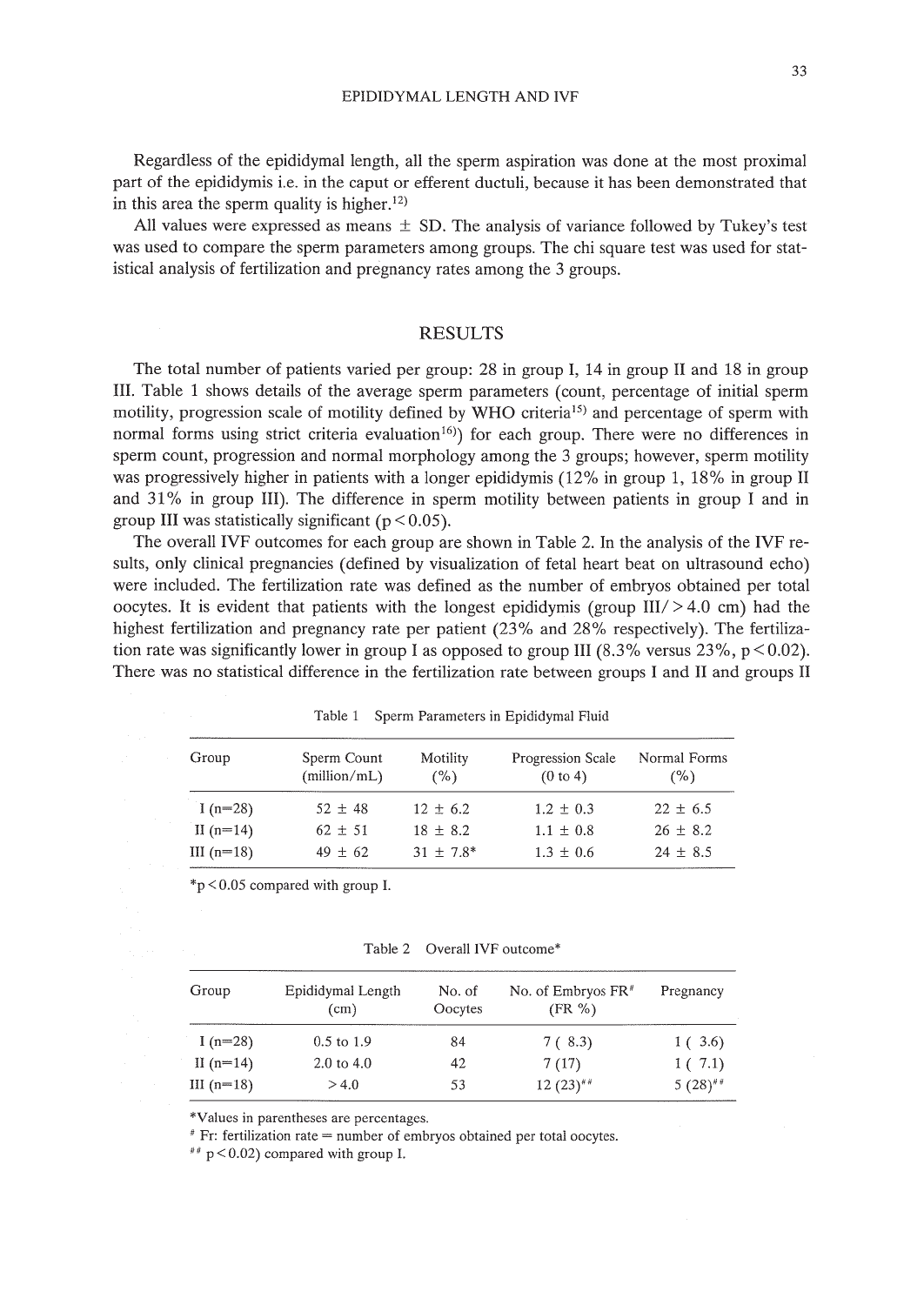Regardless of the epididymal length, all the sperm aspiration was done at the most proximal part of the epididymis i.e. in the caput or efferent ductuli, because it has been demonstrated that in this area the sperm quality is higher.[12]

All values were expressed as means ± SD. The analysis of variance followed by Tukey's test was used to compare the sperm parameters among groups. The chi square test was used for statistical analysis of fertilization and pregnancy rates among the 3 groups.

## RESULTS

The total number of patients varied per group: 28 in group I, 14 in group II and 18 in group III. Table 1 shows details of the average sperm parameters (count, percentage of initial sperm motility, progression scale of motility defined by WHO criteria[15] and percentage of sperm with normal forms using strict criteria evaluation[16]) for each group. There were no differences in sperm count, progression and normal morphology among the 3 groups; however, sperm motility was progressively higher in patients with a longer epididymis (12% in group 1, 18% in group II and 31% in group III). The difference in sperm motility between patients in group I and in group III was statistically significant ($p < 0.05$).

The overall IVF outcomes for each group are shown in Table 2. In the analysis of the IVF results, only clinical pregnancies (defined by visualization of fetal heart beat on ultrasound echo) were included. The fertilization rate was defined as the number of embryos obtained per total oocytes. It is evident that patients with the longest epididymis (group III/ > 4.0 cm) had the highest fertilization and pregnancy rate per patient (23% and 28% respectively). The fertilization rate was significantly lower in group I as opposed to group III (8.3% versus 23%, $p < 0.02$). There was no statistical difference in the fertilization rate between groups I and II and groups II

Table 1 Sperm Parameters in Epididymal Fluid

| Group | Sperm Count (million/mL) | Motility (%) | Progression Scale (0 to 4) | Normal Forms (%) |
|---|---|---|---|---|
| I (n=28) | 52 ± 48 | 12 ± 6.2 | 1.2 ± 0.3 | 22 ± 6.5 |
| II (n=14) | 62 ± 51 | 18 ± 8.2 | 1.1 ± 0.8 | 26 ± 8.2 |
| III (n=18) | 49 ± 62 | 31 ± 7.8* | 1.3 ± 0.6 | 24 ± 8.5 |

*$p < 0.05$ compared with group I.

Table 2 Overall IVF outcome*

| Group | Epididymal Length (cm) | No. of Oocytes | No. of Embryos FR# (FR %) | Pregnancy |
|---|---|---|---|---|
| I (n=28) | 0.5 to 1.9 | 84 | 7 ( 8.3) | 1 ( 3.6) |
| II (n=14) | 2.0 to 4.0 | 42 | 7 (17) | 1 ( 7.1) |
| III (n=18) | > 4.0 | 53 | 12 (23)## | 5 (28)## |

*Values in parentheses are percentages.

# Fr: fertilization rate = number of embryos obtained per total oocytes.

## $p < 0.02$) compared with group I.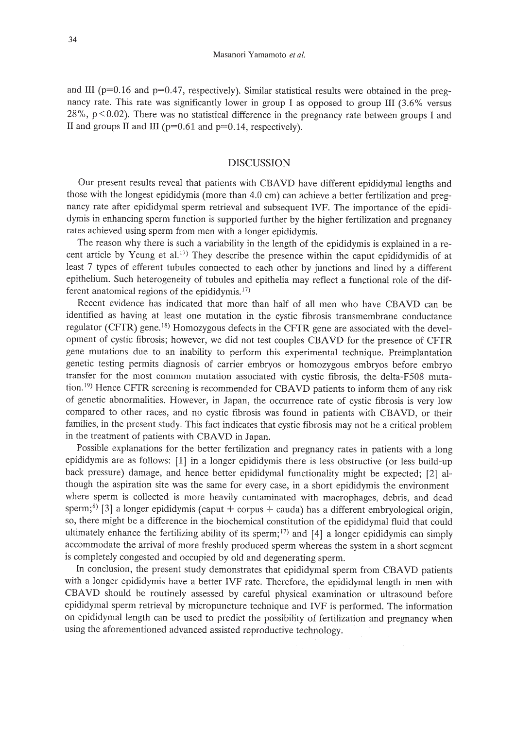and III ($p=0.16$ and $p=0.47$, respectively). Similar statistical results were obtained in the pregnancy rate. This rate was significantly lower in group I as opposed to group III (3.6% versus 28%, $p<0.02$). There was no statistical difference in the pregnancy rate between groups I and II and groups II and III ($p=0.61$ and $p=0.14$, respectively).

## DISCUSSION

Our present results reveal that patients with CBAVD have different epididymal lengths and those with the longest epididymis (more than 4.0 cm) can achieve a better fertilization and pregnancy rate after epididymal sperm retrieval and subsequent IVF. The importance of the epididymis in enhancing sperm function is supported further by the higher fertilization and pregnancy rates achieved using sperm from men with a longer epididymis.

The reason why there is such a variability in the length of the epididymis is explained in a recent article by Yeung et al.[17] They describe the presence within the caput epididymidis of at least 7 types of efferent tubules connected to each other by junctions and lined by a different epithelium. Such heterogeneity of tubules and epithelia may reflect a functional role of the different anatomical regions of the epididymis.[17]

Recent evidence has indicated that more than half of all men who have CBAVD can be identified as having at least one mutation in the cystic fibrosis transmembrane conductance regulator (CFTR) gene.[18] Homozygous defects in the CFTR gene are associated with the development of cystic fibrosis; however, we did not test couples CBAVD for the presence of CFTR gene mutations due to an inability to perform this experimental technique. Preimplantation genetic testing permits diagnosis of carrier embryos or homozygous embryos before embryo transfer for the most common mutation associated with cystic fibrosis, the delta-F508 mutation.[19] Hence CFTR screening is recommended for CBAVD patients to inform them of any risk of genetic abnormalities. However, in Japan, the occurrence rate of cystic fibrosis is very low compared to other races, and no cystic fibrosis was found in patients with CBAVD, or their families, in the present study. This fact indicates that cystic fibrosis may not be a critical problem in the treatment of patients with CBAVD in Japan.

Possible explanations for the better fertilization and pregnancy rates in patients with a long epididymis are as follows: [1] in a longer epididymis there is less obstructive (or less build-up back pressure) damage, and hence better epididymal functionality might be expected; [2] although the aspiration site was the same for every case, in a short epididymis the environment where sperm is collected is more heavily contaminated with macrophages, debris, and dead sperm;[8] [3] a longer epididymis (caput + corpus + cauda) has a different embryological origin, so, there might be a difference in the biochemical constitution of the epididymal fluid that could ultimately enhance the fertilizing ability of its sperm;[17] and [4] a longer epididymis can simply accommodate the arrival of more freshly produced sperm whereas the system in a short segment is completely congested and occupied by old and degenerating sperm.

In conclusion, the present study demonstrates that epididymal sperm from CBAVD patients with a longer epididymis have a better IVF rate. Therefore, the epididymal length in men with CBAVD should be routinely assessed by careful physical examination or ultrasound before epididymal sperm retrieval by micropuncture technique and IVF is performed. The information on epididymal length can be used to predict the possibility of fertilization and pregnancy when using the aforementioned advanced assisted reproductive technology.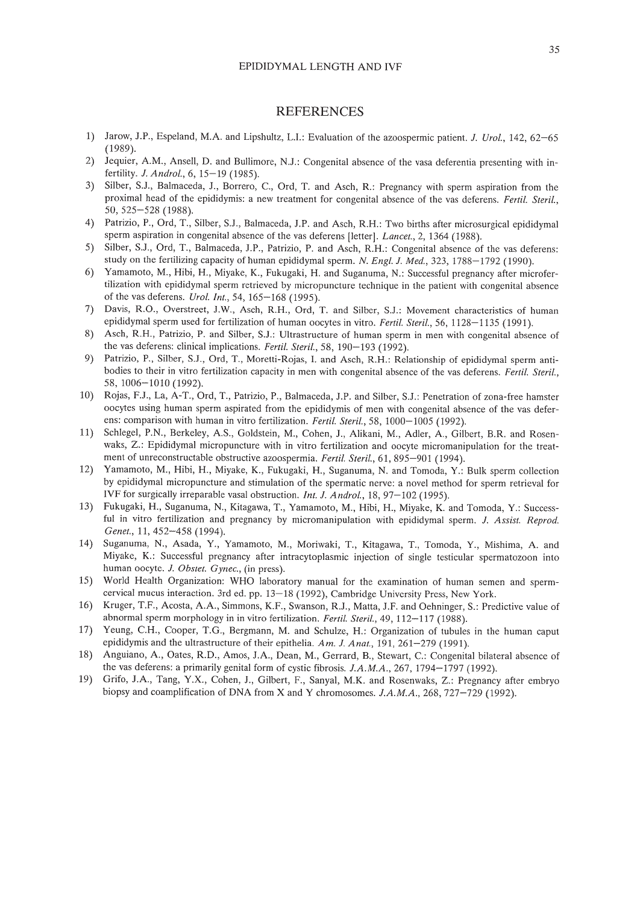## REFERENCES

1) Jarow, J.P., Espeland, M.A. and Lipshultz, L.I.: Evaluation of the azoospermic patient. *J. Urol.*, 142, 62–65 (1989).
2) Jequier, A.M., Ansell, D. and Bullimore, N.J.: Congenital absence of the vasa deferentia presenting with infertility. *J. Androl.*, 6, 15–19 (1985).
3) Silber, S.J., Balmaceda, J., Borrero, C., Ord, T. and Asch, R.: Pregnancy with sperm aspiration from the proximal head of the epididymis: a new treatment for congenital absence of the vas deferens. *Fertil. Steril.*, 50, 525–528 (1988).
4) Patrizio, P., Ord, T., Silber, S.J., Balmaceda, J.P. and Asch, R.H.: Two births after microsurgical epididymal sperm aspiration in congenital absence of the vas deferens [letter]. *Lancet.*, 2, 1364 (1988).
5) Silber, S.J., Ord, T., Balmaceda, J.P., Patrizio, P. and Asch, R.H.: Congenital absence of the vas deferens: study on the fertilizing capacity of human epididymal sperm. *N. Engl. J. Med.*, 323, 1788–1792 (1990).
6) Yamamoto, M., Hibi, H., Miyake, K., Fukugaki, H. and Suganuma, N.: Successful pregnancy after microfertilization with epididymal sperm retrieved by micropuncture technique in the patient with congenital absence of the vas deferens. *Urol. Int.*, 54, 165–168 (1995).
7) Davis, R.O., Overstreet, J.W., Asch, R.H., Ord, T. and Silber, S.J.: Movement characteristics of human epididymal sperm used for fertilization of human oocytes in vitro. *Fertil. Steril.*, 56, 1128–1135 (1991).
8) Asch, R.H., Patrizio, P. and Silber, S.J.: Ultrastructure of human sperm in men with congenital absence of the vas deferens: clinical implications. *Fertil. Steril.*, 58, 190–193 (1992).
9) Patrizio, P., Silber, S.J., Ord, T., Moretti-Rojas, I. and Asch, R.H.: Relationship of epididymal sperm antibodies to their in vitro fertilization capacity in men with congenital absence of the vas deferens. *Fertil. Steril.*, 58, 1006–1010 (1992).
10) Rojas, F.J., La, A-T., Ord, T., Patrizio, P., Balmaceda, J.P. and Silber, S.J.: Penetration of zona-free hamster oocytes using human sperm aspirated from the epididymis of men with congenital absence of the vas deferens: comparison with human in vitro fertilization. *Fertil. Steril.*, 58, 1000–1005 (1992).
11) Schlegel, P.N., Berkeley, A.S., Goldstein, M., Cohen, J., Alikani, M., Adler, A., Gilbert, B.R. and Rosenwaks, Z.: Epididymal micropuncture with in vitro fertilization and oocyte micromanipulation for the treatment of unreconstructable obstructive azoospermia. *Fertil. Steril.*, 61, 895–901 (1994).
12) Yamamoto, M., Hibi, H., Miyake, K., Fukugaki, H., Suganuma, N. and Tomoda, Y.: Bulk sperm collection by epididymal micropuncture and stimulation of the spermatic nerve: a novel method for sperm retrieval for IVF for surgically irreparable vasal obstruction. *Int. J. Androl.*, 18, 97–102 (1995).
13) Fukugaki, H., Suganuma, N., Kitagawa, T., Yamamoto, M., Hibi, H., Miyake, K. and Tomoda, Y.: Successful in vitro fertilization and pregnancy by micromanipulation with epididymal sperm. *J. Assist. Reprod. Genet.*, 11, 452–458 (1994).
14) Suganuma, N., Asada, Y., Yamamoto, M., Moriwaki, T., Kitagawa, T., Tomoda, Y., Mishima, A. and Miyake, K.: Successful pregnancy after intracytoplasmic injection of single testicular spermatozoon into human oocyte. *J. Obstet. Gynec.*, (in press).
15) World Health Organization: WHO laboratory manual for the examination of human semen and sperm-cervical mucus interaction. 3rd ed. pp. 13–18 (1992), Cambridge University Press, New York.
16) Kruger, T.F., Acosta, A.A., Simmons, K.F., Swanson, R.J., Matta, J.F. and Oehninger, S.: Predictive value of abnormal sperm morphology in in vitro fertilization. *Fertil. Steril.*, 49, 112–117 (1988).
17) Yeung, C.H., Cooper, T.G., Bergmann, M. and Schulze, H.: Organization of tubules in the human caput epididymis and the ultrastructure of their epithelia. *Am. J. Anat.*, 191, 261–279 (1991).
18) Anguiano, A., Oates, R.D., Amos, J.A., Dean, M., Gerrard, B., Stewart, C.: Congenital bilateral absence of the vas deferens: a primarily genital form of cystic fibrosis. *J.A.M.A.*, 267, 1794–1797 (1992).
19) Grifo, J.A., Tang, Y.X., Cohen, J., Gilbert, F., Sanyal, M.K. and Rosenwaks, Z.: Pregnancy after embryo biopsy and coamplification of DNA from X and Y chromosomes. *J.A.M.A.*, 268, 727–729 (1992).